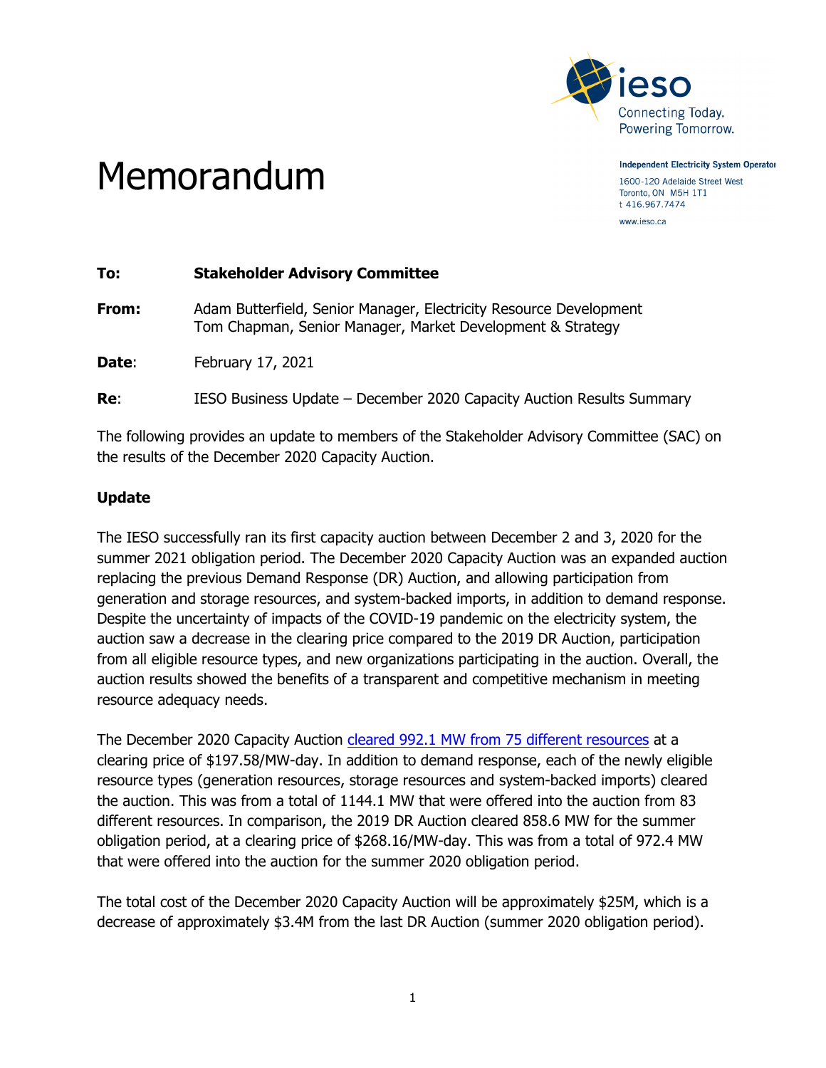ieso
Connecting Today.
Powering Tomorrow.

Independent Electricity System Operator
1600-120 Adelaide Street West
Toronto, ON M5H 1T1
t 416.967.7474
www.ieso.ca

# Memorandum

**To:** **Stakeholder Advisory Committee**

**From:** Adam Butterfield, Senior Manager, Electricity Resource Development
Tom Chapman, Senior Manager, Market Development & Strategy

**Date:** February 17, 2021

**Re:** IESO Business Update – December 2020 Capacity Auction Results Summary

The following provides an update to members of the Stakeholder Advisory Committee (SAC) on the results of the December 2020 Capacity Auction.

**Update**

The IESO successfully ran its first capacity auction between December 2 and 3, 2020 for the summer 2021 obligation period. The December 2020 Capacity Auction was an expanded auction replacing the previous Demand Response (DR) Auction, and allowing participation from generation and storage resources, and system-backed imports, in addition to demand response. Despite the uncertainty of impacts of the COVID-19 pandemic on the electricity system, the auction saw a decrease in the clearing price compared to the 2019 DR Auction, participation from all eligible resource types, and new organizations participating in the auction. Overall, the auction results showed the benefits of a transparent and competitive mechanism in meeting resource adequacy needs.

The December 2020 Capacity Auction cleared 992.1 MW from 75 different resources at a clearing price of $197.58/MW-day. In addition to demand response, each of the newly eligible resource types (generation resources, storage resources and system-backed imports) cleared the auction. This was from a total of 1144.1 MW that were offered into the auction from 83 different resources. In comparison, the 2019 DR Auction cleared 858.6 MW for the summer obligation period, at a clearing price of $268.16/MW-day. This was from a total of 972.4 MW that were offered into the auction for the summer 2020 obligation period.

The total cost of the December 2020 Capacity Auction will be approximately $25M, which is a decrease of approximately $3.4M from the last DR Auction (summer 2020 obligation period).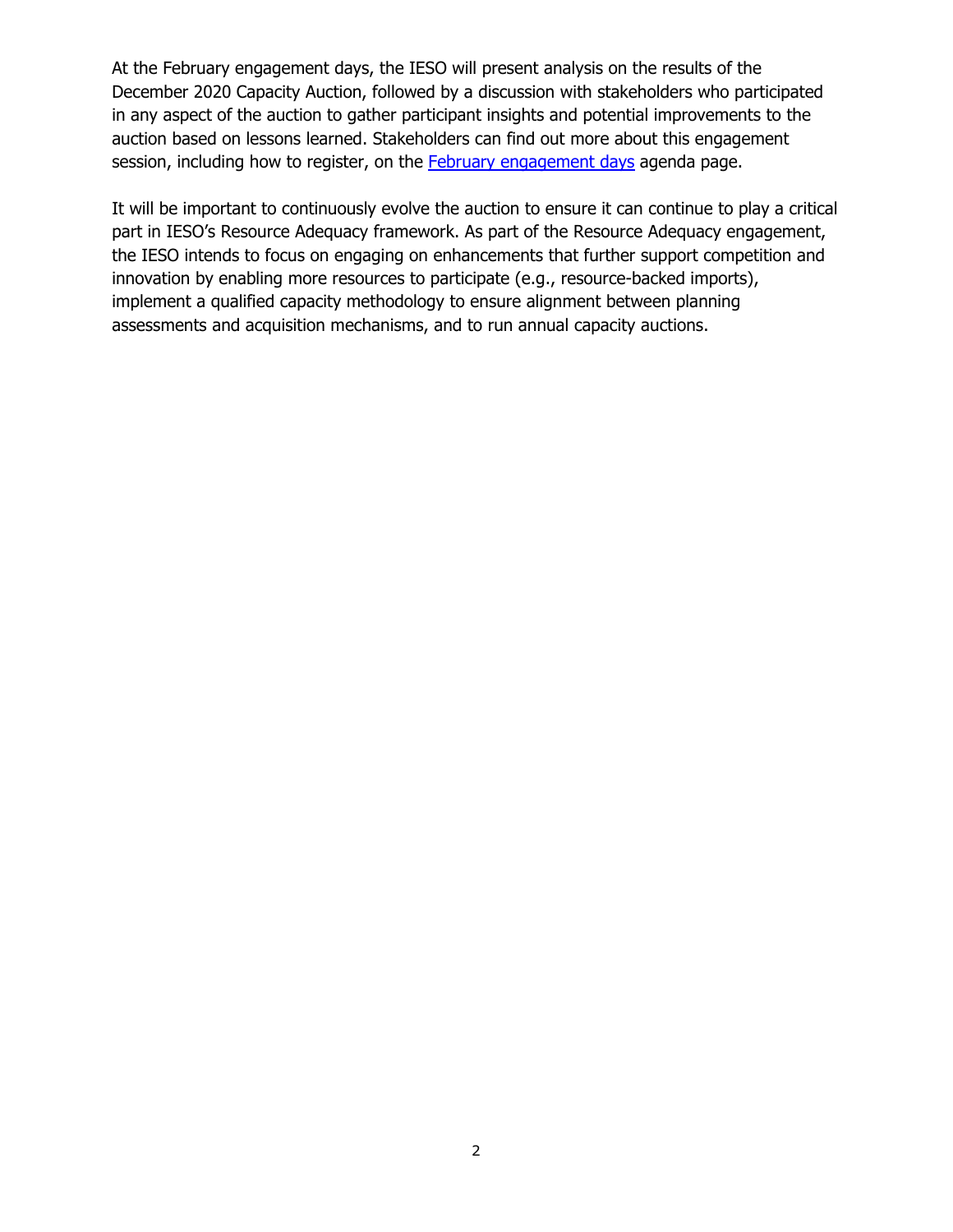At the February engagement days, the IESO will present analysis on the results of the December 2020 Capacity Auction, followed by a discussion with stakeholders who participated in any aspect of the auction to gather participant insights and potential improvements to the auction based on lessons learned. Stakeholders can find out more about this engagement session, including how to register, on the February engagement days agenda page.

It will be important to continuously evolve the auction to ensure it can continue to play a critical part in IESO's Resource Adequacy framework. As part of the Resource Adequacy engagement, the IESO intends to focus on engaging on enhancements that further support competition and innovation by enabling more resources to participate (e.g., resource-backed imports), implement a qualified capacity methodology to ensure alignment between planning assessments and acquisition mechanisms, and to run annual capacity auctions.